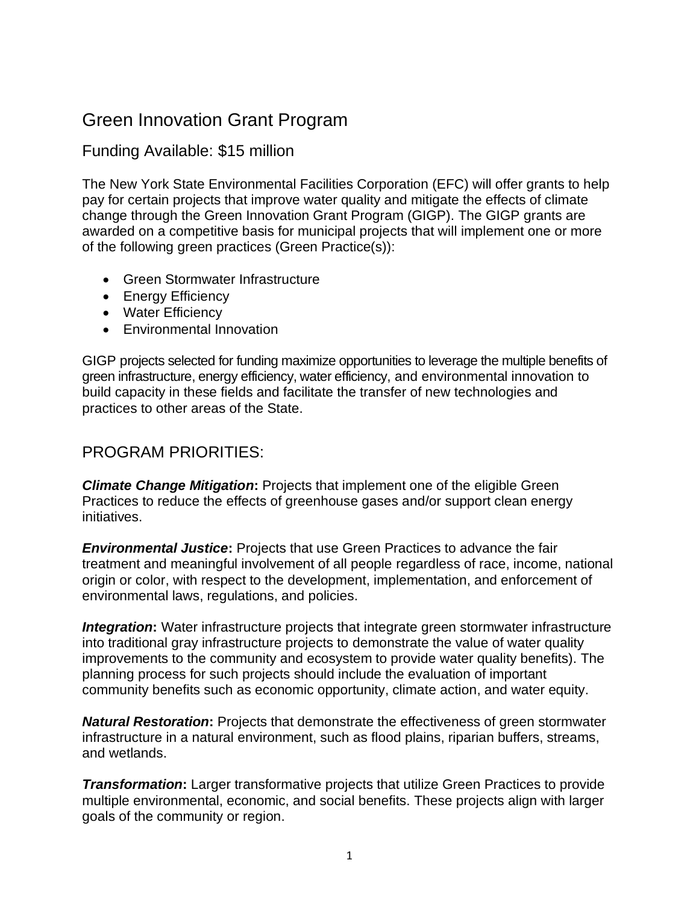# Green Innovation Grant Program

## Funding Available: $15 million

The New York State Environmental Facilities Corporation (EFC) will offer grants to help pay for certain projects that improve water quality and mitigate the effects of climate change through the Green Innovation Grant Program (GIGP). The GIGP grants are awarded on a competitive basis for municipal projects that will implement one or more of the following green practices (Green Practice(s)):

- Green Stormwater Infrastructure
- Energy Efficiency
- Water Efficiency
- Environmental Innovation

GIGP projects selected for funding maximize opportunities to leverage the multiple benefits of green infrastructure, energy efficiency, water efficiency, and environmental innovation to build capacity in these fields and facilitate the transfer of new technologies and practices to other areas of the State.

## PROGRAM PRIORITIES:

***Climate Change Mitigation*:** Projects that implement one of the eligible Green Practices to reduce the effects of greenhouse gases and/or support clean energy initiatives.

***Environmental Justice*:** Projects that use Green Practices to advance the fair treatment and meaningful involvement of all people regardless of race, income, national origin or color, with respect to the development, implementation, and enforcement of environmental laws, regulations, and policies.

***Integration*:** Water infrastructure projects that integrate green stormwater infrastructure into traditional gray infrastructure projects to demonstrate the value of water quality improvements to the community and ecosystem to provide water quality benefits). The planning process for such projects should include the evaluation of important community benefits such as economic opportunity, climate action, and water equity.

***Natural Restoration*:** Projects that demonstrate the effectiveness of green stormwater infrastructure in a natural environment, such as flood plains, riparian buffers, streams, and wetlands.

***Transformation*:** Larger transformative projects that utilize Green Practices to provide multiple environmental, economic, and social benefits. These projects align with larger goals of the community or region.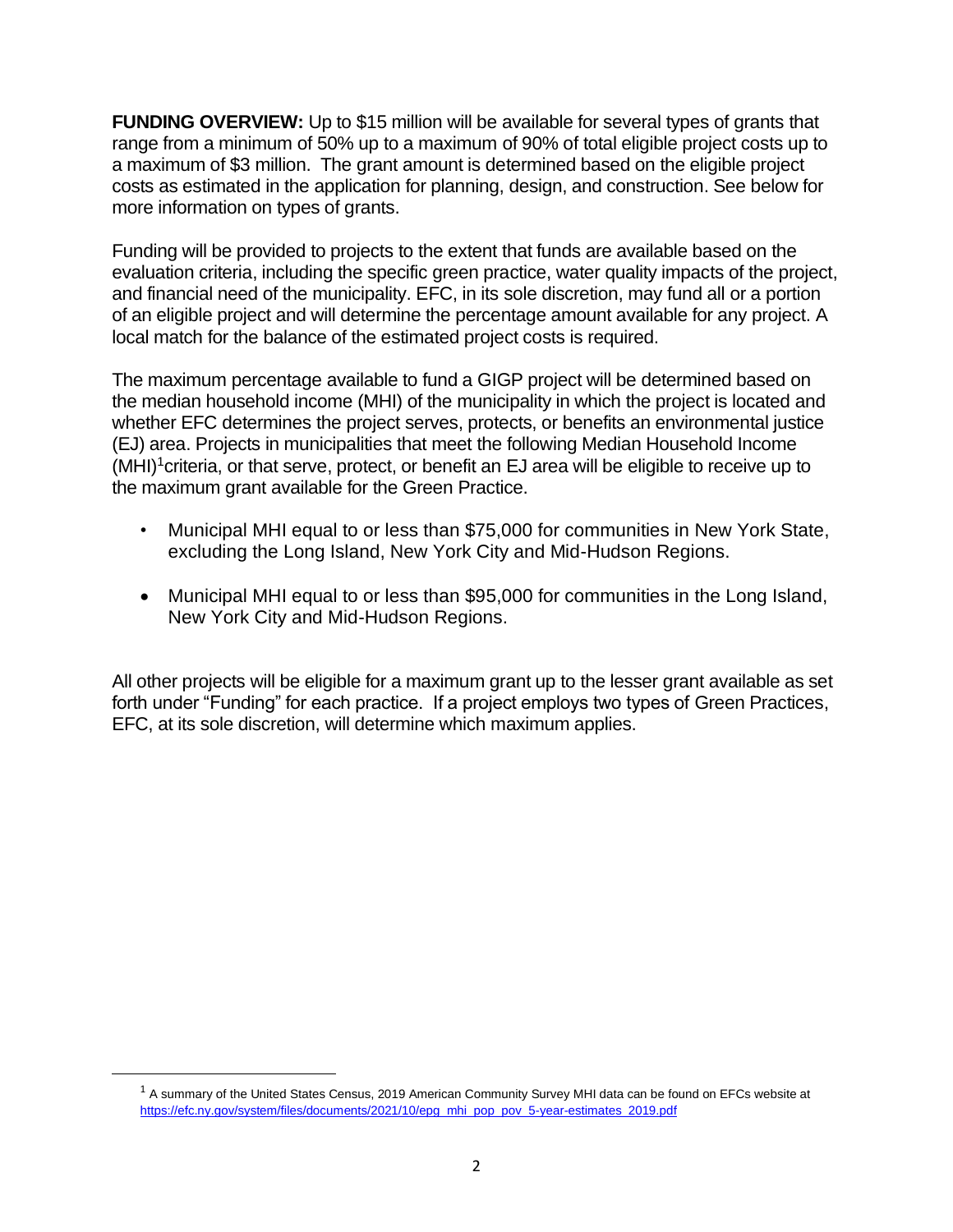**FUNDING OVERVIEW:** Up to $15 million will be available for several types of grants that range from a minimum of 50% up to a maximum of 90% of total eligible project costs up to a maximum of $3 million. The grant amount is determined based on the eligible project costs as estimated in the application for planning, design, and construction. See below for more information on types of grants.

Funding will be provided to projects to the extent that funds are available based on the evaluation criteria, including the specific green practice, water quality impacts of the project, and financial need of the municipality. EFC, in its sole discretion, may fund all or a portion of an eligible project and will determine the percentage amount available for any project. A local match for the balance of the estimated project costs is required.

The maximum percentage available to fund a GIGP project will be determined based on the median household income (MHI) of the municipality in which the project is located and whether EFC determines the project serves, protects, or benefits an environmental justice (EJ) area. Projects in municipalities that meet the following Median Household Income (MHI)[1] criteria, or that serve, protect, or benefit an EJ area will be eligible to receive up to the maximum grant available for the Green Practice.

- Municipal MHI equal to or less than $75,000 for communities in New York State, excluding the Long Island, New York City and Mid-Hudson Regions.
- Municipal MHI equal to or less than $95,000 for communities in the Long Island, New York City and Mid-Hudson Regions.

All other projects will be eligible for a maximum grant up to the lesser grant available as set forth under "Funding" for each practice. If a project employs two types of Green Practices, EFC, at its sole discretion, will determine which maximum applies.

[1] A summary of the United States Census, 2019 American Community Survey MHI data can be found on EFCs website at https://efc.ny.gov/system/files/documents/2021/10/epg_mhi_pop_pov_5-year-estimates_2019.pdf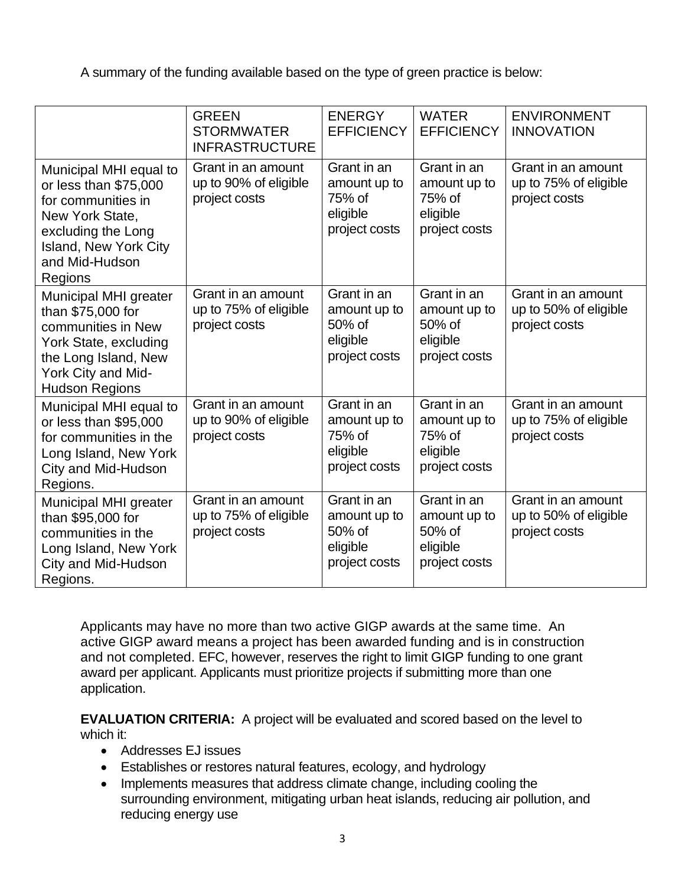A summary of the funding available based on the type of green practice is below:

| | GREEN STORMWATER INFRASTRUCTURE | ENERGY EFFICIENCY | WATER EFFICIENCY | ENVIRONMENT INNOVATION |
|---|---|---|---|---|
| Municipal MHI equal to or less than $75,000 for communities in New York State, excluding the Long Island, New York City and Mid-Hudson Regions | Grant in an amount up to 90% of eligible project costs | Grant in an amount up to 75% of eligible project costs | Grant in an amount up to 75% of eligible project costs | Grant in an amount up to 75% of eligible project costs |
| Municipal MHI greater than $75,000 for communities in New York State, excluding the Long Island, New York City and Mid-Hudson Regions | Grant in an amount up to 75% of eligible project costs | Grant in an amount up to 50% of eligible project costs | Grant in an amount up to 50% of eligible project costs | Grant in an amount up to 50% of eligible project costs |
| Municipal MHI equal to or less than $95,000 for communities in the Long Island, New York City and Mid-Hudson Regions. | Grant in an amount up to 90% of eligible project costs | Grant in an amount up to 75% of eligible project costs | Grant in an amount up to 75% of eligible project costs | Grant in an amount up to 75% of eligible project costs |
| Municipal MHI greater than $95,000 for communities in the Long Island, New York City and Mid-Hudson Regions. | Grant in an amount up to 75% of eligible project costs | Grant in an amount up to 50% of eligible project costs | Grant in an amount up to 50% of eligible project costs | Grant in an amount up to 50% of eligible project costs |

Applicants may have no more than two active GIGP awards at the same time. An active GIGP award means a project has been awarded funding and is in construction and not completed. EFC, however, reserves the right to limit GIGP funding to one grant award per applicant. Applicants must prioritize projects if submitting more than one application.

**EVALUATION CRITERIA:** A project will be evaluated and scored based on the level to which it:

- Addresses EJ issues
- Establishes or restores natural features, ecology, and hydrology
- Implements measures that address climate change, including cooling the surrounding environment, mitigating urban heat islands, reducing air pollution, and reducing energy use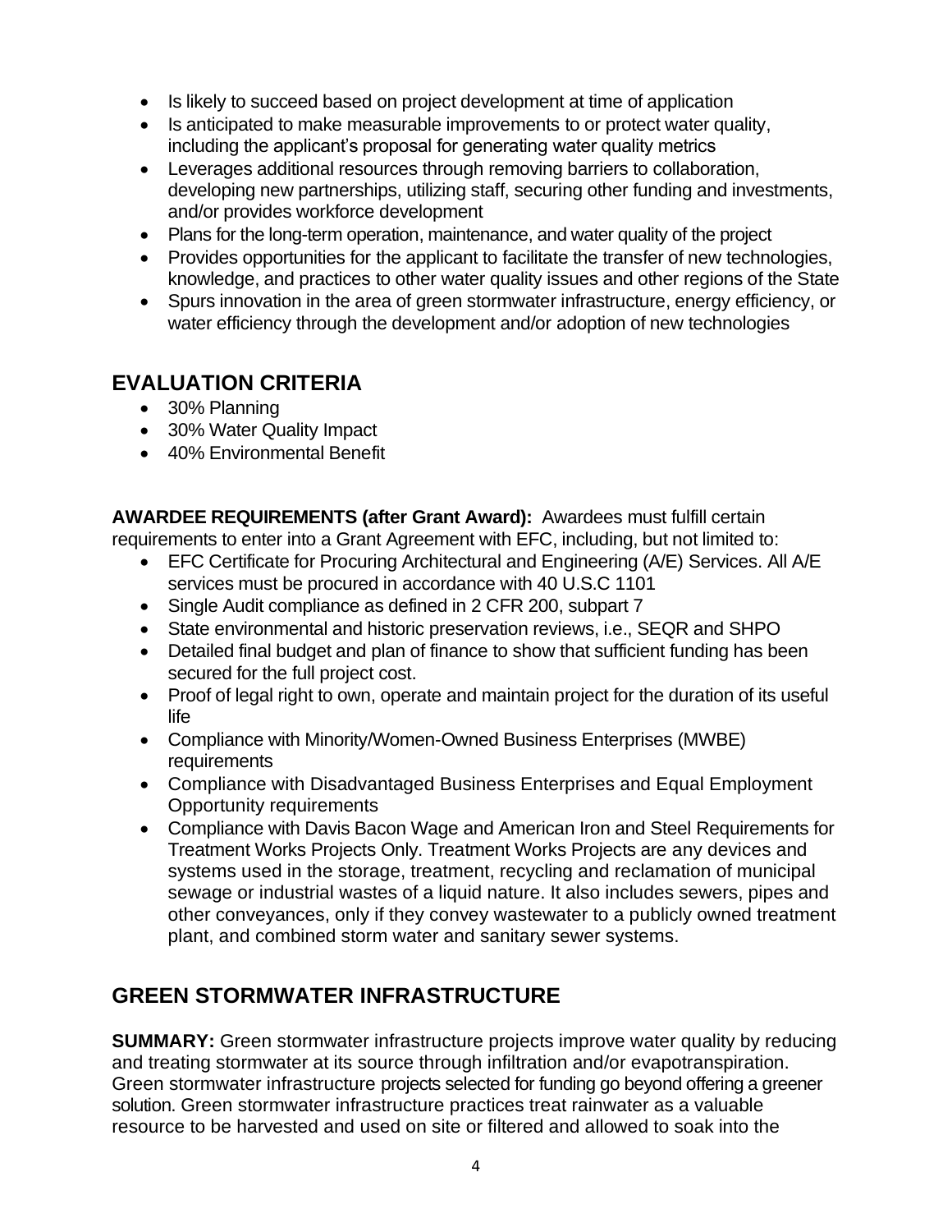- Is likely to succeed based on project development at time of application
- Is anticipated to make measurable improvements to or protect water quality, including the applicant's proposal for generating water quality metrics
- Leverages additional resources through removing barriers to collaboration, developing new partnerships, utilizing staff, securing other funding and investments, and/or provides workforce development
- Plans for the long-term operation, maintenance, and water quality of the project
- Provides opportunities for the applicant to facilitate the transfer of new technologies, knowledge, and practices to other water quality issues and other regions of the State
- Spurs innovation in the area of green stormwater infrastructure, energy efficiency, or water efficiency through the development and/or adoption of new technologies

## EVALUATION CRITERIA

- 30% Planning
- 30% Water Quality Impact
- 40% Environmental Benefit

**AWARDEE REQUIREMENTS (after Grant Award):** Awardees must fulfill certain requirements to enter into a Grant Agreement with EFC, including, but not limited to:

- EFC Certificate for Procuring Architectural and Engineering (A/E) Services. All A/E services must be procured in accordance with 40 U.S.C 1101
- Single Audit compliance as defined in 2 CFR 200, subpart 7
- State environmental and historic preservation reviews, i.e., SEQR and SHPO
- Detailed final budget and plan of finance to show that sufficient funding has been secured for the full project cost.
- Proof of legal right to own, operate and maintain project for the duration of its useful life
- Compliance with Minority/Women-Owned Business Enterprises (MWBE) requirements
- Compliance with Disadvantaged Business Enterprises and Equal Employment Opportunity requirements
- Compliance with Davis Bacon Wage and American Iron and Steel Requirements for Treatment Works Projects Only. Treatment Works Projects are any devices and systems used in the storage, treatment, recycling and reclamation of municipal sewage or industrial wastes of a liquid nature. It also includes sewers, pipes and other conveyances, only if they convey wastewater to a publicly owned treatment plant, and combined storm water and sanitary sewer systems.

## GREEN STORMWATER INFRASTRUCTURE

**SUMMARY:** Green stormwater infrastructure projects improve water quality by reducing and treating stormwater at its source through infiltration and/or evapotranspiration. Green stormwater infrastructure projects selected for funding go beyond offering a greener solution. Green stormwater infrastructure practices treat rainwater as a valuable resource to be harvested and used on site or filtered and allowed to soak into the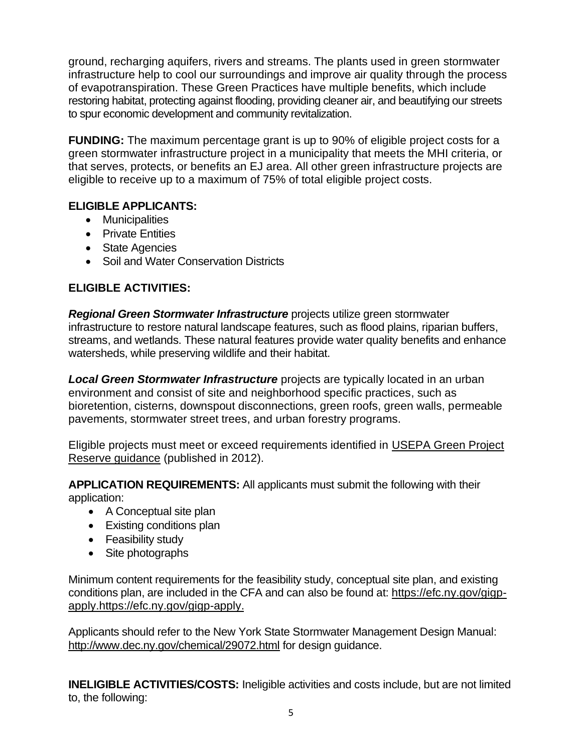ground, recharging aquifers, rivers and streams. The plants used in green stormwater infrastructure help to cool our surroundings and improve air quality through the process of evapotranspiration. These Green Practices have multiple benefits, which include restoring habitat, protecting against flooding, providing cleaner air, and beautifying our streets to spur economic development and community revitalization.

**FUNDING:** The maximum percentage grant is up to 90% of eligible project costs for a green stormwater infrastructure project in a municipality that meets the MHI criteria, or that serves, protects, or benefits an EJ area. All other green infrastructure projects are eligible to receive up to a maximum of 75% of total eligible project costs.

**ELIGIBLE APPLICANTS:**

- Municipalities
- Private Entities
- State Agencies
- Soil and Water Conservation Districts

**ELIGIBLE ACTIVITIES:**

***Regional Green Stormwater Infrastructure*** projects utilize green stormwater infrastructure to restore natural landscape features, such as flood plains, riparian buffers, streams, and wetlands. These natural features provide water quality benefits and enhance watersheds, while preserving wildlife and their habitat.

***Local Green Stormwater Infrastructure*** projects are typically located in an urban environment and consist of site and neighborhood specific practices, such as bioretention, cisterns, downspout disconnections, green roofs, green walls, permeable pavements, stormwater street trees, and urban forestry programs.

Eligible projects must meet or exceed requirements identified in USEPA Green Project Reserve guidance (published in 2012).

**APPLICATION REQUIREMENTS:** All applicants must submit the following with their application:

- A Conceptual site plan
- Existing conditions plan
- Feasibility study
- Site photographs

Minimum content requirements for the feasibility study, conceptual site plan, and existing conditions plan, are included in the CFA and can also be found at: https://efc.ny.gov/gigp-apply.https://efc.ny.gov/gigp-apply.

Applicants should refer to the New York State Stormwater Management Design Manual: http://www.dec.ny.gov/chemical/29072.html for design guidance.

**INELIGIBLE ACTIVITIES/COSTS:** Ineligible activities and costs include, but are not limited to, the following: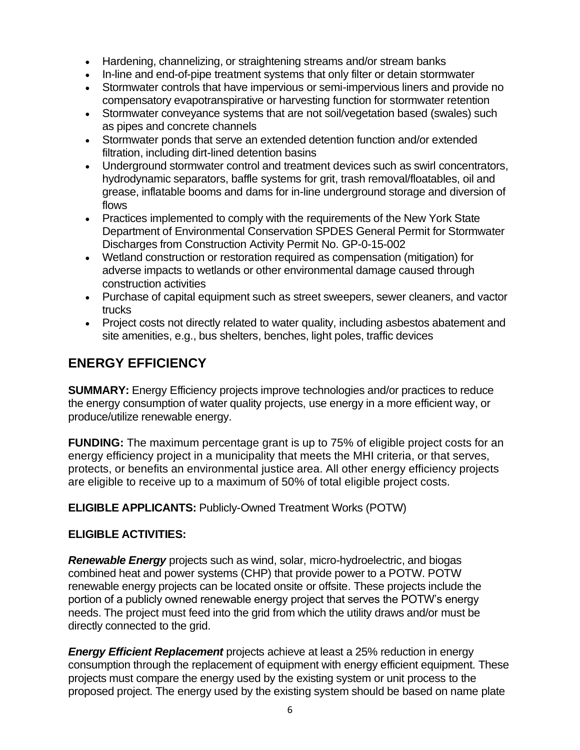- Hardening, channelizing, or straightening streams and/or stream banks
- In-line and end-of-pipe treatment systems that only filter or detain stormwater
- Stormwater controls that have impervious or semi-impervious liners and provide no compensatory evapotranspirative or harvesting function for stormwater retention
- Stormwater conveyance systems that are not soil/vegetation based (swales) such as pipes and concrete channels
- Stormwater ponds that serve an extended detention function and/or extended filtration, including dirt-lined detention basins
- Underground stormwater control and treatment devices such as swirl concentrators, hydrodynamic separators, baffle systems for grit, trash removal/floatables, oil and grease, inflatable booms and dams for in-line underground storage and diversion of flows
- Practices implemented to comply with the requirements of the New York State Department of Environmental Conservation SPDES General Permit for Stormwater Discharges from Construction Activity Permit No. GP-0-15-002
- Wetland construction or restoration required as compensation (mitigation) for adverse impacts to wetlands or other environmental damage caused through construction activities
- Purchase of capital equipment such as street sweepers, sewer cleaners, and vactor trucks
- Project costs not directly related to water quality, including asbestos abatement and site amenities, e.g., bus shelters, benches, light poles, traffic devices

## ENERGY EFFICIENCY

**SUMMARY:** Energy Efficiency projects improve technologies and/or practices to reduce the energy consumption of water quality projects, use energy in a more efficient way, or produce/utilize renewable energy.

**FUNDING:** The maximum percentage grant is up to 75% of eligible project costs for an energy efficiency project in a municipality that meets the MHI criteria, or that serves, protects, or benefits an environmental justice area. All other energy efficiency projects are eligible to receive up to a maximum of 50% of total eligible project costs.

**ELIGIBLE APPLICANTS:** Publicly-Owned Treatment Works (POTW)

**ELIGIBLE ACTIVITIES:**

***Renewable Energy*** projects such as wind, solar, micro-hydroelectric, and biogas combined heat and power systems (CHP) that provide power to a POTW. POTW renewable energy projects can be located onsite or offsite. These projects include the portion of a publicly owned renewable energy project that serves the POTW's energy needs. The project must feed into the grid from which the utility draws and/or must be directly connected to the grid.

***Energy Efficient Replacement*** projects achieve at least a 25% reduction in energy consumption through the replacement of equipment with energy efficient equipment. These projects must compare the energy used by the existing system or unit process to the proposed project. The energy used by the existing system should be based on name plate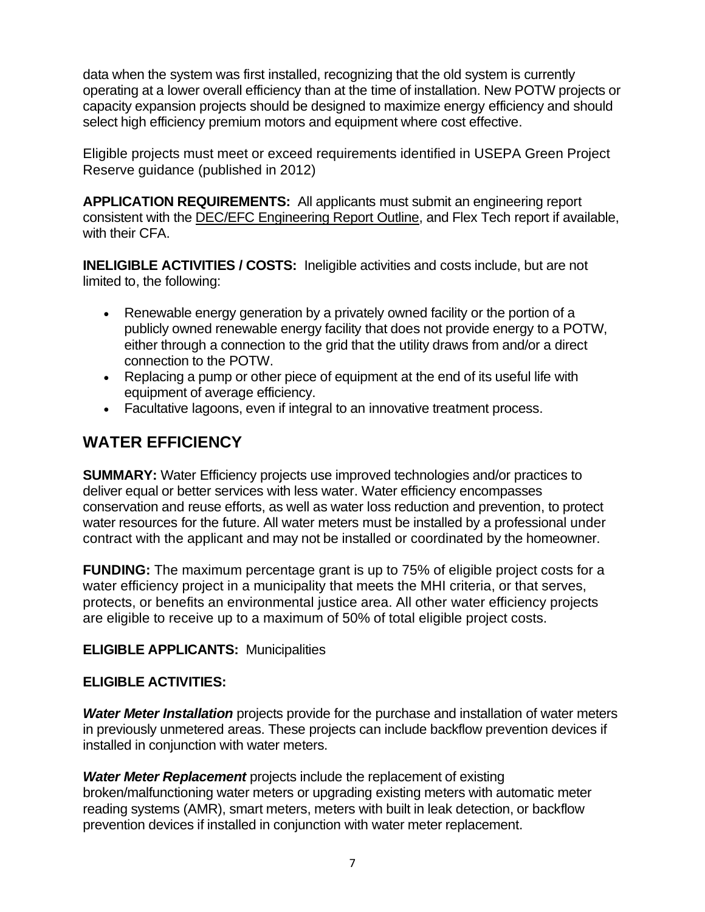data when the system was first installed, recognizing that the old system is currently operating at a lower overall efficiency than at the time of installation. New POTW projects or capacity expansion projects should be designed to maximize energy efficiency and should select high efficiency premium motors and equipment where cost effective.

Eligible projects must meet or exceed requirements identified in USEPA Green Project Reserve guidance (published in 2012)

**APPLICATION REQUIREMENTS:** All applicants must submit an engineering report consistent with the DEC/EFC Engineering Report Outline, and Flex Tech report if available, with their CFA.

**INELIGIBLE ACTIVITIES / COSTS:** Ineligible activities and costs include, but are not limited to, the following:

- Renewable energy generation by a privately owned facility or the portion of a publicly owned renewable energy facility that does not provide energy to a POTW, either through a connection to the grid that the utility draws from and/or a direct connection to the POTW.
- Replacing a pump or other piece of equipment at the end of its useful life with equipment of average efficiency.
- Facultative lagoons, even if integral to an innovative treatment process.

## WATER EFFICIENCY

**SUMMARY:** Water Efficiency projects use improved technologies and/or practices to deliver equal or better services with less water. Water efficiency encompasses conservation and reuse efforts, as well as water loss reduction and prevention, to protect water resources for the future. All water meters must be installed by a professional under contract with the applicant and may not be installed or coordinated by the homeowner.

**FUNDING:** The maximum percentage grant is up to 75% of eligible project costs for a water efficiency project in a municipality that meets the MHI criteria, or that serves, protects, or benefits an environmental justice area. All other water efficiency projects are eligible to receive up to a maximum of 50% of total eligible project costs.

**ELIGIBLE APPLICANTS:** Municipalities

**ELIGIBLE ACTIVITIES:**

***Water Meter Installation*** projects provide for the purchase and installation of water meters in previously unmetered areas. These projects can include backflow prevention devices if installed in conjunction with water meters.

***Water Meter Replacement*** projects include the replacement of existing broken/malfunctioning water meters or upgrading existing meters with automatic meter reading systems (AMR), smart meters, meters with built in leak detection, or backflow prevention devices if installed in conjunction with water meter replacement.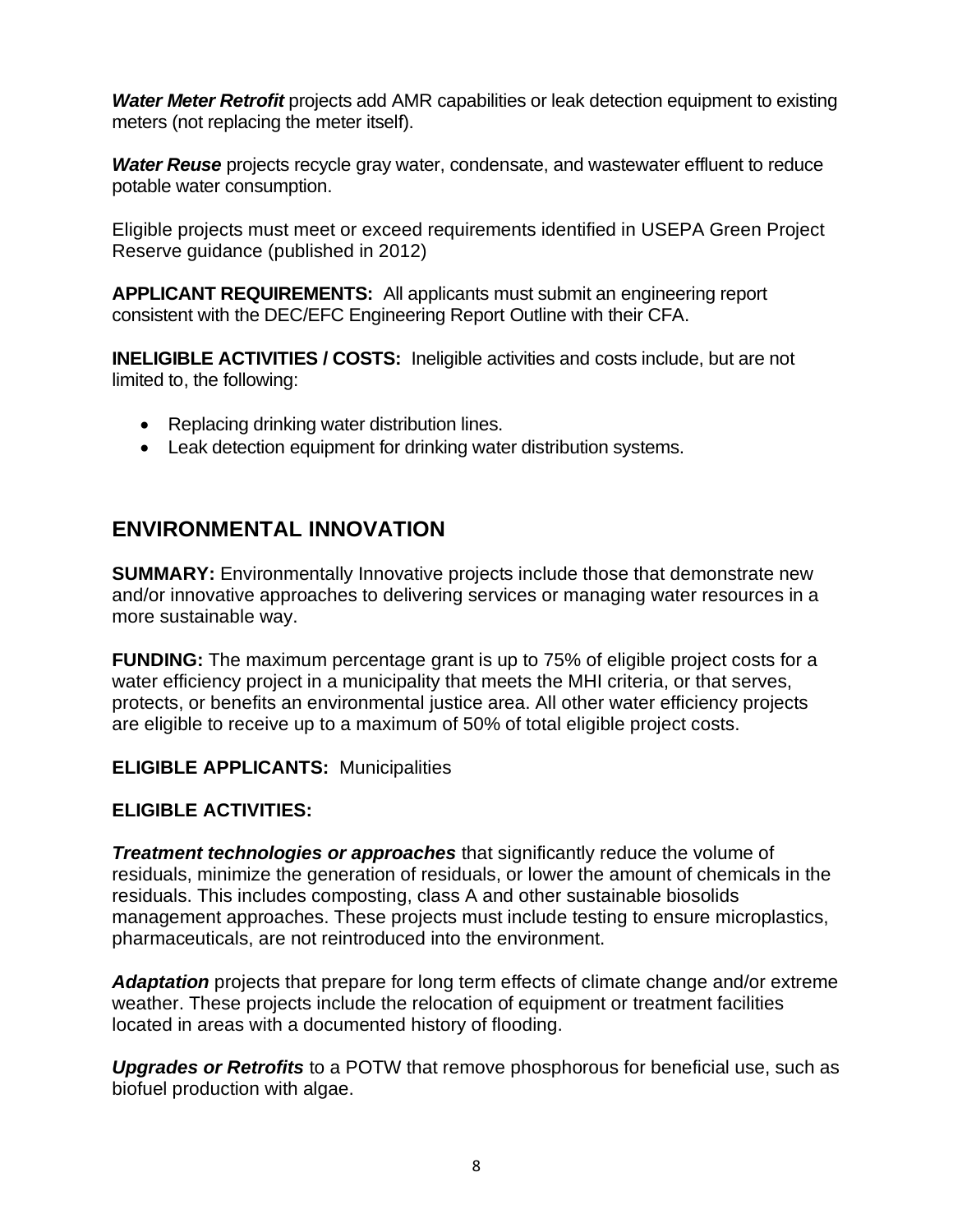***Water Meter Retrofit*** projects add AMR capabilities or leak detection equipment to existing meters (not replacing the meter itself).

***Water Reuse*** projects recycle gray water, condensate, and wastewater effluent to reduce potable water consumption.

Eligible projects must meet or exceed requirements identified in USEPA Green Project Reserve guidance (published in 2012)

**APPLICANT REQUIREMENTS:** All applicants must submit an engineering report consistent with the DEC/EFC Engineering Report Outline with their CFA.

**INELIGIBLE ACTIVITIES / COSTS:** Ineligible activities and costs include, but are not limited to, the following:

- Replacing drinking water distribution lines.
- Leak detection equipment for drinking water distribution systems.

## ENVIRONMENTAL INNOVATION

**SUMMARY:** Environmentally Innovative projects include those that demonstrate new and/or innovative approaches to delivering services or managing water resources in a more sustainable way.

**FUNDING:** The maximum percentage grant is up to 75% of eligible project costs for a water efficiency project in a municipality that meets the MHI criteria, or that serves, protects, or benefits an environmental justice area. All other water efficiency projects are eligible to receive up to a maximum of 50% of total eligible project costs.

**ELIGIBLE APPLICANTS:** Municipalities

**ELIGIBLE ACTIVITIES:**

***Treatment technologies or approaches*** that significantly reduce the volume of residuals, minimize the generation of residuals, or lower the amount of chemicals in the residuals. This includes composting, class A and other sustainable biosolids management approaches. These projects must include testing to ensure microplastics, pharmaceuticals, are not reintroduced into the environment.

***Adaptation*** projects that prepare for long term effects of climate change and/or extreme weather. These projects include the relocation of equipment or treatment facilities located in areas with a documented history of flooding.

***Upgrades or Retrofits*** to a POTW that remove phosphorous for beneficial use, such as biofuel production with algae.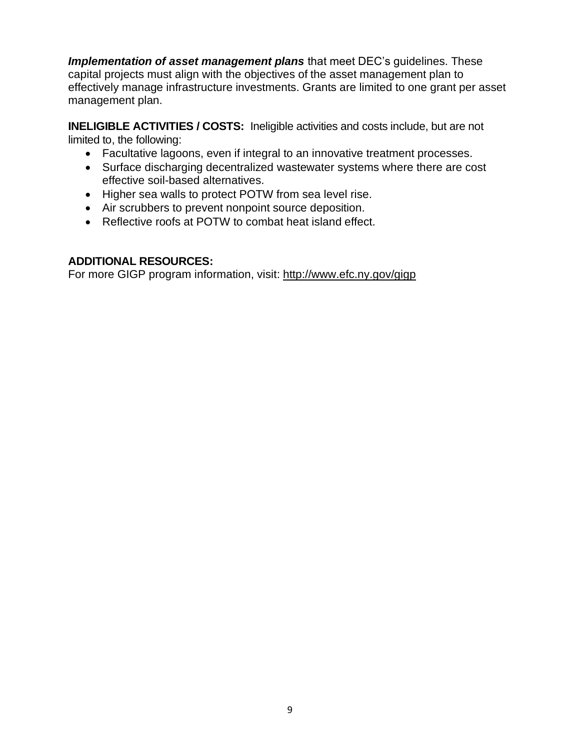***Implementation of asset management plans*** that meet DEC's guidelines. These capital projects must align with the objectives of the asset management plan to effectively manage infrastructure investments. Grants are limited to one grant per asset management plan.

**INELIGIBLE ACTIVITIES / COSTS:** Ineligible activities and costs include, but are not limited to, the following:

- Facultative lagoons, even if integral to an innovative treatment processes.
- Surface discharging decentralized wastewater systems where there are cost effective soil-based alternatives.
- Higher sea walls to protect POTW from sea level rise.
- Air scrubbers to prevent nonpoint source deposition.
- Reflective roofs at POTW to combat heat island effect.

**ADDITIONAL RESOURCES:**

For more GIGP program information, visit: http://www.efc.ny.gov/gigp